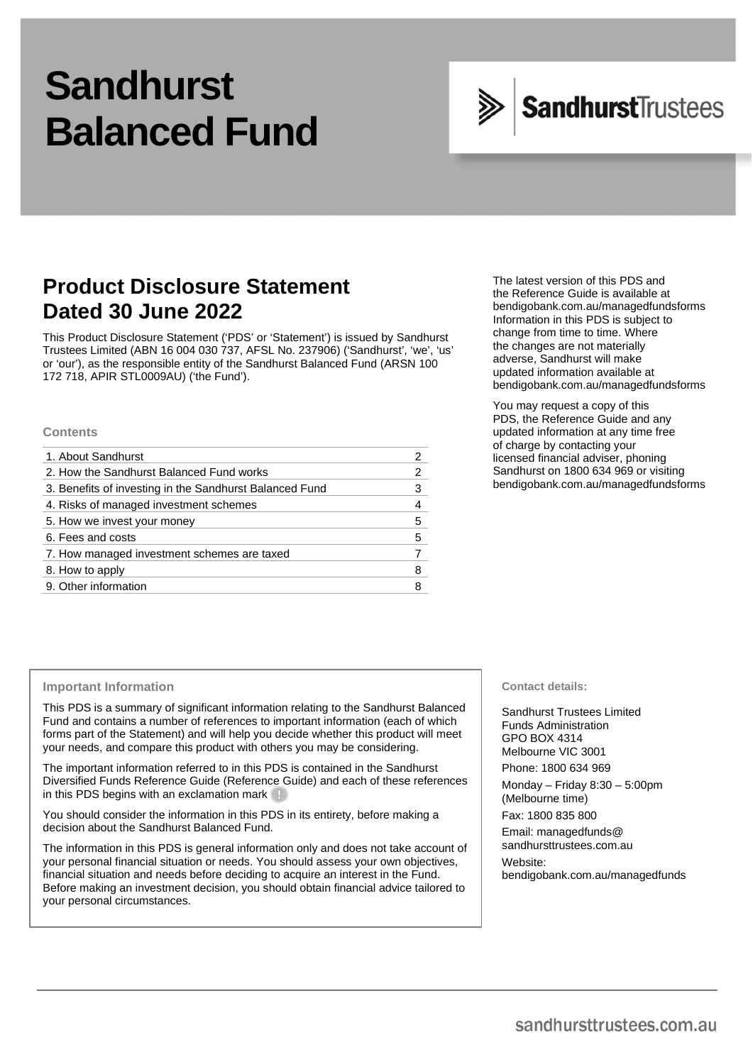# Sandhurst Balanced Fund

SandhurstTrustees

## Product Disclosure Statement Dated 30 June 2022

This Product Disclosure Statement ('PDS' or 'Statement') is issued by Sandhurst Trustees Limited (ABN 16 004 030 737, AFSL No. 237906) ('Sandhurst', 'we', 'us' or 'our'), as the responsible entity of the Sandhurst Balanced Fund (ARSN 100 172 718, APIR STL0009AU) ('the Fund').

The latest version of this PDS and the Reference Guide is available at bendigobank.com.au/managedfundsforms Information in this PDS is subject to change from time to time. Where the changes are not materially adverse, Sandhurst will make updated information available at bendigobank.com.au/managedfundsforms

You may request a copy of this PDS, the Reference Guide and any updated information at any time free of charge by contacting your licensed financial adviser, phoning Sandhurst on 1800 634 969 or visiting bendigobank.com.au/managedfundsforms

### Contents

| | |
|---|---|
| 1. About Sandhurst | 2 |
| 2. How the Sandhurst Balanced Fund works | 2 |
| 3. Benefits of investing in the Sandhurst Balanced Fund | 3 |
| 4. Risks of managed investment schemes | 4 |
| 5. How we invest your money | 5 |
| 6. Fees and costs | 5 |
| 7. How managed investment schemes are taxed | 7 |
| 8. How to apply | 8 |
| 9. Other information | 8 |

### Important Information

This PDS is a summary of significant information relating to the Sandhurst Balanced Fund and contains a number of references to important information (each of which forms part of the Statement) and will help you decide whether this product will meet your needs, and compare this product with others you may be considering.

The important information referred to in this PDS is contained in the Sandhurst Diversified Funds Reference Guide (Reference Guide) and each of these references in this PDS begins with an exclamation mark (!)

You should consider the information in this PDS in its entirety, before making a decision about the Sandhurst Balanced Fund.

The information in this PDS is general information only and does not take account of your personal financial situation or needs. You should assess your own objectives, financial situation and needs before deciding to acquire an interest in the Fund. Before making an investment decision, you should obtain financial advice tailored to your personal circumstances.

### Contact details:

Sandhurst Trustees Limited
Funds Administration
GPO BOX 4314
Melbourne VIC 3001

Phone: 1800 634 969

Monday – Friday 8:30 – 5:00pm (Melbourne time)

Fax: 1800 835 800

Email: managedfunds@sandhursttrustees.com.au

Website: bendigobank.com.au/managedfunds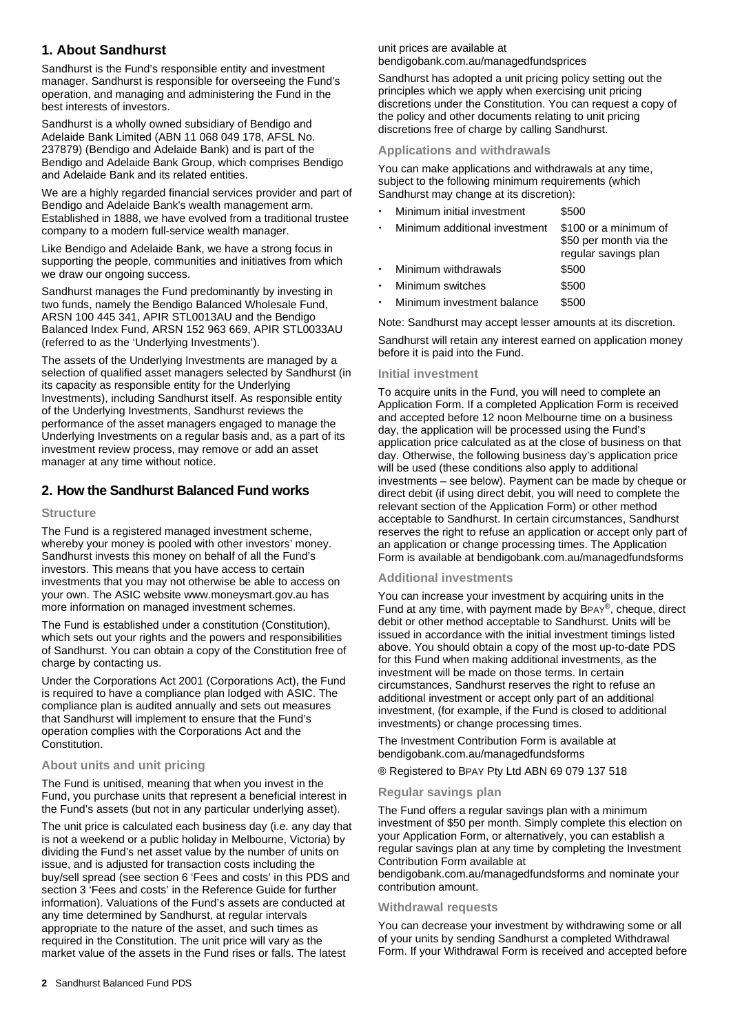## 1. About Sandhurst

Sandhurst is the Fund's responsible entity and investment manager. Sandhurst is responsible for overseeing the Fund's operation, and managing and administering the Fund in the best interests of investors.

Sandhurst is a wholly owned subsidiary of Bendigo and Adelaide Bank Limited (ABN 11 068 049 178, AFSL No. 237879) (Bendigo and Adelaide Bank) and is part of the Bendigo and Adelaide Bank Group, which comprises Bendigo and Adelaide Bank and its related entities.

We are a highly regarded financial services provider and part of Bendigo and Adelaide Bank's wealth management arm. Established in 1888, we have evolved from a traditional trustee company to a modern full-service wealth manager.

Like Bendigo and Adelaide Bank, we have a strong focus in supporting the people, communities and initiatives from which we draw our ongoing success.

Sandhurst manages the Fund predominantly by investing in two funds, namely the Bendigo Balanced Wholesale Fund, ARSN 100 445 341, APIR STL0013AU and the Bendigo Balanced Index Fund, ARSN 152 963 669, APIR STL0033AU (referred to as the 'Underlying Investments').

The assets of the Underlying Investments are managed by a selection of qualified asset managers selected by Sandhurst (in its capacity as responsible entity for the Underlying Investments), including Sandhurst itself. As responsible entity of the Underlying Investments, Sandhurst reviews the performance of the asset managers engaged to manage the Underlying Investments on a regular basis and, as a part of its investment review process, may remove or add an asset manager at any time without notice.

## 2. How the Sandhurst Balanced Fund works

### Structure

The Fund is a registered managed investment scheme, whereby your money is pooled with other investors' money. Sandhurst invests this money on behalf of all the Fund's investors. This means that you have access to certain investments that you may not otherwise be able to access on your own. The ASIC website www.moneysmart.gov.au has more information on managed investment schemes.

The Fund is established under a constitution (Constitution), which sets out your rights and the powers and responsibilities of Sandhurst. You can obtain a copy of the Constitution free of charge by contacting us.

Under the Corporations Act 2001 (Corporations Act), the Fund is required to have a compliance plan lodged with ASIC. The compliance plan is audited annually and sets out measures that Sandhurst will implement to ensure that the Fund's operation complies with the Corporations Act and the Constitution.

### About units and unit pricing

The Fund is unitised, meaning that when you invest in the Fund, you purchase units that represent a beneficial interest in the Fund's assets (but not in any particular underlying asset).

The unit price is calculated each business day (i.e. any day that is not a weekend or a public holiday in Melbourne, Victoria) by dividing the Fund's net asset value by the number of units on issue, and is adjusted for transaction costs including the buy/sell spread (see section 6 'Fees and costs' in this PDS and section 3 'Fees and costs' in the Reference Guide for further information). Valuations of the Fund's assets are conducted at any time determined by Sandhurst, at regular intervals appropriate to the nature of the asset, and such times as required in the Constitution. The unit price will vary as the market value of the assets in the Fund rises or falls. The latest unit prices are available at bendigobank.com.au/managedfundsprices

Sandhurst has adopted a unit pricing policy setting out the principles which we apply when exercising unit pricing discretions under the Constitution. You can request a copy of the policy and other documents relating to unit pricing discretions free of charge by calling Sandhurst.

### Applications and withdrawals

You can make applications and withdrawals at any time, subject to the following minimum requirements (which Sandhurst may change at its discretion):

- Minimum initial investment — $500
- Minimum additional investment — $100 or a minimum of $50 per month via the regular savings plan
- Minimum withdrawals — $500
- Minimum switches — $500
- Minimum investment balance — $500

Note: Sandhurst may accept lesser amounts at its discretion.

Sandhurst will retain any interest earned on application money before it is paid into the Fund.

### Initial investment

To acquire units in the Fund, you will need to complete an Application Form. If a completed Application Form is received and accepted before 12 noon Melbourne time on a business day, the application will be processed using the Fund's application price calculated as at the close of business on that day. Otherwise, the following business day's application price will be used (these conditions also apply to additional investments – see below). Payment can be made by cheque or direct debit (if using direct debit, you will need to complete the relevant section of the Application Form) or other method acceptable to Sandhurst. In certain circumstances, Sandhurst reserves the right to refuse an application or accept only part of an application or change processing times. The Application Form is available at bendigobank.com.au/managedfundsforms

### Additional investments

You can increase your investment by acquiring units in the Fund at any time, with payment made by BPAY®, cheque, direct debit or other method acceptable to Sandhurst. Units will be issued in accordance with the initial investment timings listed above. You should obtain a copy of the most up-to-date PDS for this Fund when making additional investments, as the investment will be made on those terms. In certain circumstances, Sandhurst reserves the right to refuse an additional investment or accept only part of an additional investment, (for example, if the Fund is closed to additional investments) or change processing times.

The Investment Contribution Form is available at bendigobank.com.au/managedfundsforms

® Registered to BPAY Pty Ltd ABN 69 079 137 518

### Regular savings plan

The Fund offers a regular savings plan with a minimum investment of $50 per month. Simply complete this election on your Application Form, or alternatively, you can establish a regular savings plan at any time by completing the Investment Contribution Form available at bendigobank.com.au/managedfundsforms and nominate your contribution amount.

### Withdrawal requests

You can decrease your investment by withdrawing some or all of your units by sending Sandhurst a completed Withdrawal Form. If your Withdrawal Form is received and accepted before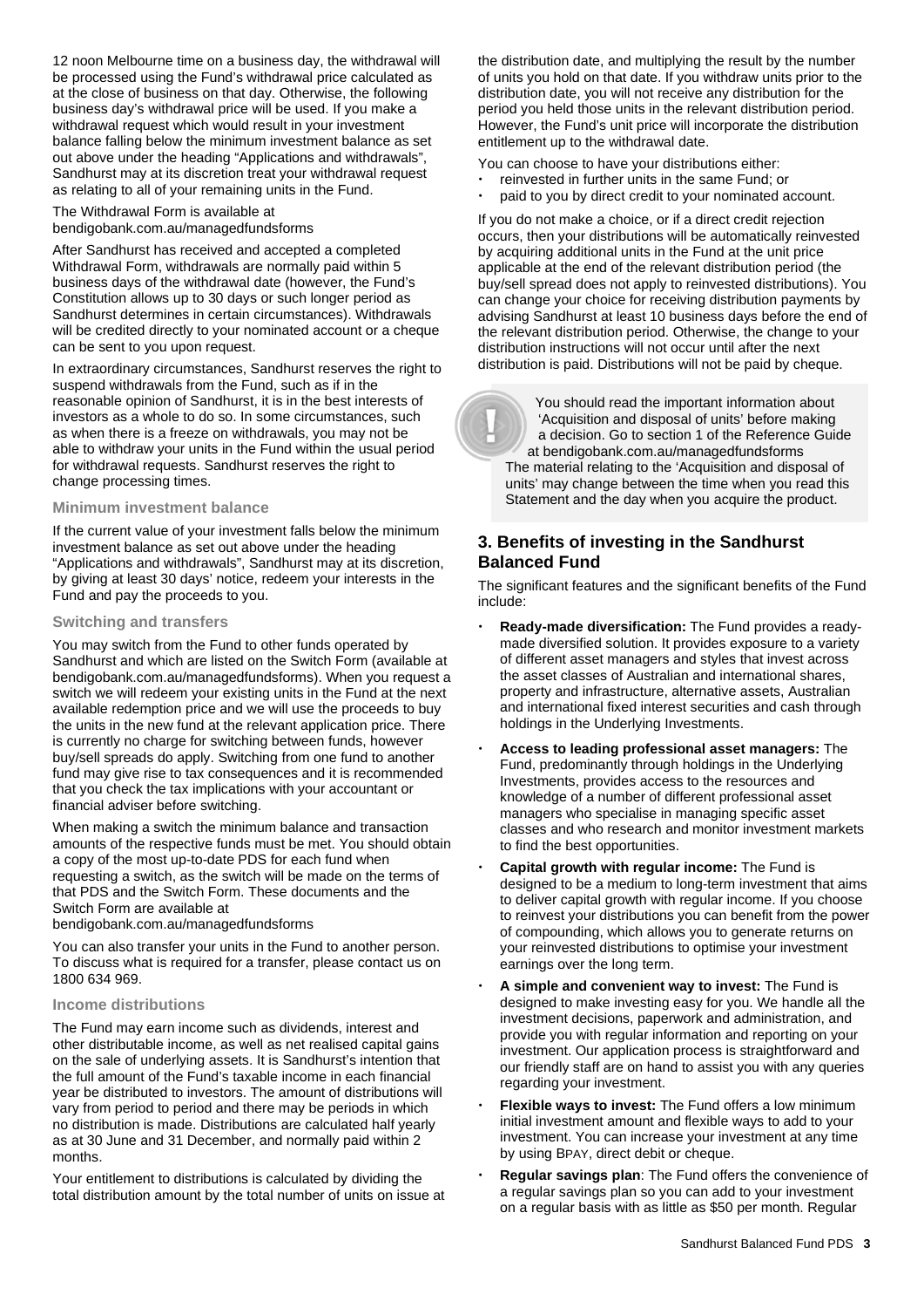12 noon Melbourne time on a business day, the withdrawal will be processed using the Fund's withdrawal price calculated as at the close of business on that day. Otherwise, the following business day's withdrawal price will be used. If you make a withdrawal request which would result in your investment balance falling below the minimum investment balance as set out above under the heading "Applications and withdrawals", Sandhurst may at its discretion treat your withdrawal request as relating to all of your remaining units in the Fund.

The Withdrawal Form is available at bendigobank.com.au/managedfundsforms

After Sandhurst has received and accepted a completed Withdrawal Form, withdrawals are normally paid within 5 business days of the withdrawal date (however, the Fund's Constitution allows up to 30 days or such longer period as Sandhurst determines in certain circumstances). Withdrawals will be credited directly to your nominated account or a cheque can be sent to you upon request.

In extraordinary circumstances, Sandhurst reserves the right to suspend withdrawals from the Fund, such as if in the reasonable opinion of Sandhurst, it is in the best interests of investors as a whole to do so. In some circumstances, such as when there is a freeze on withdrawals, you may not be able to withdraw your units in the Fund within the usual period for withdrawal requests. Sandhurst reserves the right to change processing times.

### Minimum investment balance

If the current value of your investment falls below the minimum investment balance as set out above under the heading "Applications and withdrawals", Sandhurst may at its discretion, by giving at least 30 days' notice, redeem your interests in the Fund and pay the proceeds to you.

### Switching and transfers

You may switch from the Fund to other funds operated by Sandhurst and which are listed on the Switch Form (available at bendigobank.com.au/managedfundsforms). When you request a switch we will redeem your existing units in the Fund at the next available redemption price and we will use the proceeds to buy the units in the new fund at the relevant application price. There is currently no charge for switching between funds, however buy/sell spreads do apply. Switching from one fund to another fund may give rise to tax consequences and it is recommended that you check the tax implications with your accountant or financial adviser before switching.

When making a switch the minimum balance and transaction amounts of the respective funds must be met. You should obtain a copy of the most up-to-date PDS for each fund when requesting a switch, as the switch will be made on the terms of that PDS and the Switch Form. These documents and the Switch Form are available at bendigobank.com.au/managedfundsforms

You can also transfer your units in the Fund to another person. To discuss what is required for a transfer, please contact us on 1800 634 969.

### Income distributions

The Fund may earn income such as dividends, interest and other distributable income, as well as net realised capital gains on the sale of underlying assets. It is Sandhurst's intention that the full amount of the Fund's taxable income in each financial year be distributed to investors. The amount of distributions will vary from period to period and there may be periods in which no distribution is made. Distributions are calculated half yearly as at 30 June and 31 December, and normally paid within 2 months.

Your entitlement to distributions is calculated by dividing the total distribution amount by the total number of units on issue at the distribution date, and multiplying the result by the number of units you hold on that date. If you withdraw units prior to the distribution date, you will not receive any distribution for the period you held those units in the relevant distribution period. However, the Fund's unit price will incorporate the distribution entitlement up to the withdrawal date.

You can choose to have your distributions either:

- reinvested in further units in the same Fund; or
- paid to you by direct credit to your nominated account.

If you do not make a choice, or if a direct credit rejection occurs, then your distributions will be automatically reinvested by acquiring additional units in the Fund at the unit price applicable at the end of the relevant distribution period (the buy/sell spread does not apply to reinvested distributions). You can change your choice for receiving distribution payments by advising Sandhurst at least 10 business days before the end of the relevant distribution period. Otherwise, the change to your distribution instructions will not occur until after the next distribution is paid. Distributions will not be paid by cheque.

> You should read the important information about 'Acquisition and disposal of units' before making a decision. Go to section 1 of the Reference Guide at bendigobank.com.au/managedfundsforms
> The material relating to the 'Acquisition and disposal of units' may change between the time when you read this Statement and the day when you acquire the product.

## 3. Benefits of investing in the Sandhurst Balanced Fund

The significant features and the significant benefits of the Fund include:

- **Ready-made diversification:** The Fund provides a ready-made diversified solution. It provides exposure to a variety of different asset managers and styles that invest across the asset classes of Australian and international shares, property and infrastructure, alternative assets, Australian and international fixed interest securities and cash through holdings in the Underlying Investments.
- **Access to leading professional asset managers:** The Fund, predominantly through holdings in the Underlying Investments, provides access to the resources and knowledge of a number of different professional asset managers who specialise in managing specific asset classes and who research and monitor investment markets to find the best opportunities.
- **Capital growth with regular income:** The Fund is designed to be a medium to long-term investment that aims to deliver capital growth with regular income. If you choose to reinvest your distributions you can benefit from the power of compounding, which allows you to generate returns on your reinvested distributions to optimise your investment earnings over the long term.
- **A simple and convenient way to invest:** The Fund is designed to make investing easy for you. We handle all the investment decisions, paperwork and administration, and provide you with regular information and reporting on your investment. Our application process is straightforward and our friendly staff are on hand to assist you with any queries regarding your investment.
- **Flexible ways to invest:** The Fund offers a low minimum initial investment amount and flexible ways to add to your investment. You can increase your investment at any time by using BPAY, direct debit or cheque.
- **Regular savings plan**: The Fund offers the convenience of a regular savings plan so you can add to your investment on a regular basis with as little as $50 per month. Regular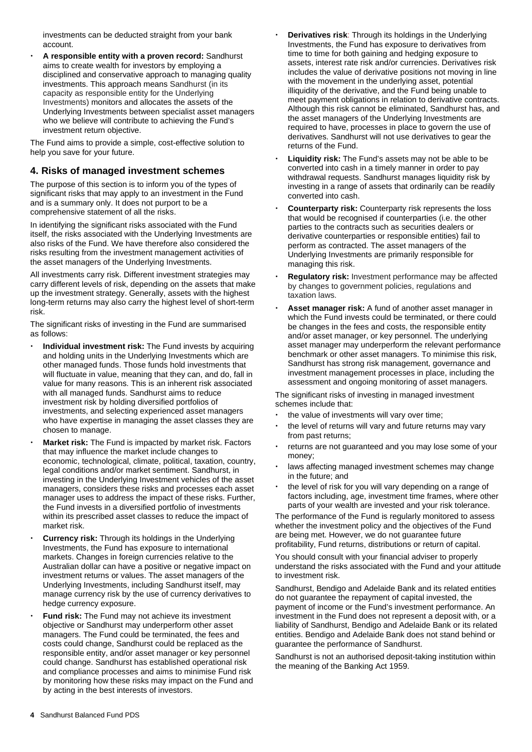investments can be deducted straight from your bank account.

- **A responsible entity with a proven record:** Sandhurst aims to create wealth for investors by employing a disciplined and conservative approach to managing quality investments. This approach means Sandhurst (in its capacity as responsible entity for the Underlying Investments) monitors and allocates the assets of the Underlying Investments between specialist asset managers who we believe will contribute to achieving the Fund's investment return objective.

The Fund aims to provide a simple, cost-effective solution to help you save for your future.

## 4. Risks of managed investment schemes

The purpose of this section is to inform you of the types of significant risks that may apply to an investment in the Fund and is a summary only. It does not purport to be a comprehensive statement of all the risks.

In identifying the significant risks associated with the Fund itself, the risks associated with the Underlying Investments are also risks of the Fund. We have therefore also considered the risks resulting from the investment management activities of the asset managers of the Underlying Investments.

All investments carry risk. Different investment strategies may carry different levels of risk, depending on the assets that make up the investment strategy. Generally, assets with the highest long-term returns may also carry the highest level of short-term risk.

The significant risks of investing in the Fund are summarised as follows:

- **Individual investment risk:** The Fund invests by acquiring and holding units in the Underlying Investments which are other managed funds. Those funds hold investments that will fluctuate in value, meaning that they can, and do, fall in value for many reasons. This is an inherent risk associated with all managed funds. Sandhurst aims to reduce investment risk by holding diversified portfolios of investments, and selecting experienced asset managers who have expertise in managing the asset classes they are chosen to manage.
- **Market risk:** The Fund is impacted by market risk. Factors that may influence the market include changes to economic, technological, climate, political, taxation, country, legal conditions and/or market sentiment. Sandhurst, in investing in the Underlying Investment vehicles of the asset managers, considers these risks and processes each asset manager uses to address the impact of these risks. Further, the Fund invests in a diversified portfolio of investments within its prescribed asset classes to reduce the impact of market risk.
- **Currency risk:** Through its holdings in the Underlying Investments, the Fund has exposure to international markets. Changes in foreign currencies relative to the Australian dollar can have a positive or negative impact on investment returns or values. The asset managers of the Underlying Investments, including Sandhurst itself, may manage currency risk by the use of currency derivatives to hedge currency exposure.
- **Fund risk:** The Fund may not achieve its investment objective or Sandhurst may underperform other asset managers. The Fund could be terminated, the fees and costs could change, Sandhurst could be replaced as the responsible entity, and/or asset manager or key personnel could change. Sandhurst has established operational risk and compliance processes and aims to minimise Fund risk by monitoring how these risks may impact on the Fund and by acting in the best interests of investors.
- **Derivatives risk**: Through its holdings in the Underlying Investments, the Fund has exposure to derivatives from time to time for both gaining and hedging exposure to assets, interest rate risk and/or currencies. Derivatives risk includes the value of derivative positions not moving in line with the movement in the underlying asset, potential illiquidity of the derivative, and the Fund being unable to meet payment obligations in relation to derivative contracts. Although this risk cannot be eliminated, Sandhurst has, and the asset managers of the Underlying Investments are required to have, processes in place to govern the use of derivatives. Sandhurst will not use derivatives to gear the returns of the Fund.
- **Liquidity risk:** The Fund's assets may not be able to be converted into cash in a timely manner in order to pay withdrawal requests. Sandhurst manages liquidity risk by investing in a range of assets that ordinarily can be readily converted into cash.
- **Counterparty risk:** Counterparty risk represents the loss that would be recognised if counterparties (i.e. the other parties to the contracts such as securities dealers or derivative counterparties or responsible entities) fail to perform as contracted. The asset managers of the Underlying Investments are primarily responsible for managing this risk.
- **Regulatory risk:** Investment performance may be affected by changes to government policies, regulations and taxation laws.
- **Asset manager risk:** A fund of another asset manager in which the Fund invests could be terminated, or there could be changes in the fees and costs, the responsible entity and/or asset manager, or key personnel. The underlying asset manager may underperform the relevant performance benchmark or other asset managers. To minimise this risk, Sandhurst has strong risk management, governance and investment management processes in place, including the assessment and ongoing monitoring of asset managers.

The significant risks of investing in managed investment schemes include that:

- the value of investments will vary over time;
- the level of returns will vary and future returns may vary from past returns;
- returns are not guaranteed and you may lose some of your money;
- laws affecting managed investment schemes may change in the future; and
- the level of risk for you will vary depending on a range of factors including, age, investment time frames, where other parts of your wealth are invested and your risk tolerance.

The performance of the Fund is regularly monitored to assess whether the investment policy and the objectives of the Fund are being met. However, we do not guarantee future profitability, Fund returns, distributions or return of capital.

You should consult with your financial adviser to properly understand the risks associated with the Fund and your attitude to investment risk.

Sandhurst, Bendigo and Adelaide Bank and its related entities do not guarantee the repayment of capital invested, the payment of income or the Fund's investment performance. An investment in the Fund does not represent a deposit with, or a liability of Sandhurst, Bendigo and Adelaide Bank or its related entities. Bendigo and Adelaide Bank does not stand behind or guarantee the performance of Sandhurst.

Sandhurst is not an authorised deposit-taking institution within the meaning of the Banking Act 1959.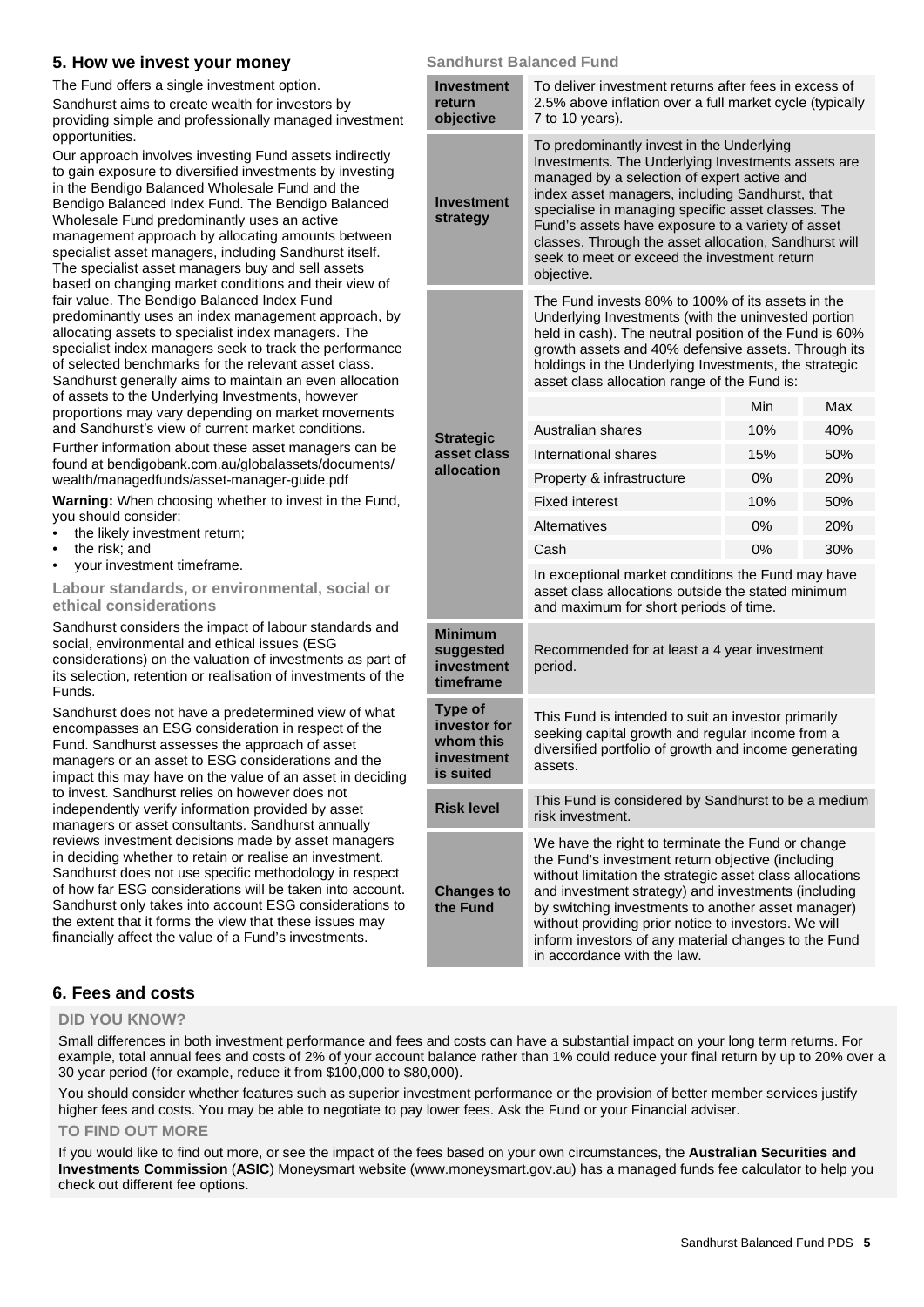## 5. How we invest your money

The Fund offers a single investment option.

Sandhurst aims to create wealth for investors by providing simple and professionally managed investment opportunities.

Our approach involves investing Fund assets indirectly to gain exposure to diversified investments by investing in the Bendigo Balanced Wholesale Fund and the Bendigo Balanced Index Fund. The Bendigo Balanced Wholesale Fund predominantly uses an active management approach by allocating amounts between specialist asset managers, including Sandhurst itself. The specialist asset managers buy and sell assets based on changing market conditions and their view of fair value. The Bendigo Balanced Index Fund predominantly uses an index management approach, by allocating assets to specialist index managers. The specialist index managers seek to track the performance of selected benchmarks for the relevant asset class. Sandhurst generally aims to maintain an even allocation of assets to the Underlying Investments, however proportions may vary depending on market movements and Sandhurst's view of current market conditions.

Further information about these asset managers can be found at bendigobank.com.au/globalassets/documents/wealth/managedfunds/asset-manager-guide.pdf

**Warning:** When choosing whether to invest in the Fund, you should consider:

- the likely investment return;
- the risk; and
- your investment timeframe.

### Labour standards, or environmental, social or ethical considerations

Sandhurst considers the impact of labour standards and social, environmental and ethical issues (ESG considerations) on the valuation of investments as part of its selection, retention or realisation of investments of the Funds.

Sandhurst does not have a predetermined view of what encompasses an ESG consideration in respect of the Fund. Sandhurst assesses the approach of asset managers or an asset to ESG considerations and the impact this may have on the value of an asset in deciding to invest. Sandhurst relies on however does not independently verify information provided by asset managers or asset consultants. Sandhurst annually reviews investment decisions made by asset managers in deciding whether to retain or realise an investment. Sandhurst does not use specific methodology in respect of how far ESG considerations will be taken into account. Sandhurst only takes into account ESG considerations to the extent that it forms the view that these issues may financially affect the value of a Fund's investments.

### Sandhurst Balanced Fund

| | |
|---|---|
| **Investment return objective** | To deliver investment returns after fees in excess of 2.5% above inflation over a full market cycle (typically 7 to 10 years). |
| **Investment strategy** | To predominantly invest in the Underlying Investments. The Underlying Investments assets are managed by a selection of expert active and index asset managers, including Sandhurst, that specialise in managing specific asset classes. The Fund's assets have exposure to a variety of asset classes. Through the asset allocation, Sandhurst will seek to meet or exceed the investment return objective. |
| **Strategic asset class allocation** | The Fund invests 80% to 100% of its assets in the Underlying Investments (with the uninvested portion held in cash). The neutral position of the Fund is 60% growth assets and 40% defensive assets. Through its holdings in the Underlying Investments, the strategic asset class allocation range of the Fund is: |

| | Min | Max |
|---|---|---|
| Australian shares | 10% | 40% |
| International shares | 15% | 50% |
| Property & infrastructure | 0% | 20% |
| Fixed interest | 10% | 50% |
| Alternatives | 0% | 20% |
| Cash | 0% | 30% |

In exceptional market conditions the Fund may have asset class allocations outside the stated minimum and maximum for short periods of time.

| | |
|---|---|
| **Minimum suggested investment timeframe** | Recommended for at least a 4 year investment period. |
| **Type of investor for whom this investment is suited** | This Fund is intended to suit an investor primarily seeking capital growth and regular income from a diversified portfolio of growth and income generating assets. |
| **Risk level** | This Fund is considered by Sandhurst to be a medium risk investment. |
| **Changes to the Fund** | We have the right to terminate the Fund or change the Fund's investment return objective (including without limitation the strategic asset class allocations and investment strategy) and investments (including by switching investments to another asset manager) without providing prior notice to investors. We will inform investors of any material changes to the Fund in accordance with the law. |

## 6. Fees and costs

**DID YOU KNOW?**

Small differences in both investment performance and fees and costs can have a substantial impact on your long term returns. For example, total annual fees and costs of 2% of your account balance rather than 1% could reduce your final return by up to 20% over a 30 year period (for example, reduce it from $100,000 to $80,000).

You should consider whether features such as superior investment performance or the provision of better member services justify higher fees and costs. You may be able to negotiate to pay lower fees. Ask the Fund or your Financial adviser.

**TO FIND OUT MORE**

If you would like to find out more, or see the impact of the fees based on your own circumstances, the **Australian Securities and Investments Commission** (**ASIC**) Moneysmart website (www.moneysmart.gov.au) has a managed funds fee calculator to help you check out different fee options.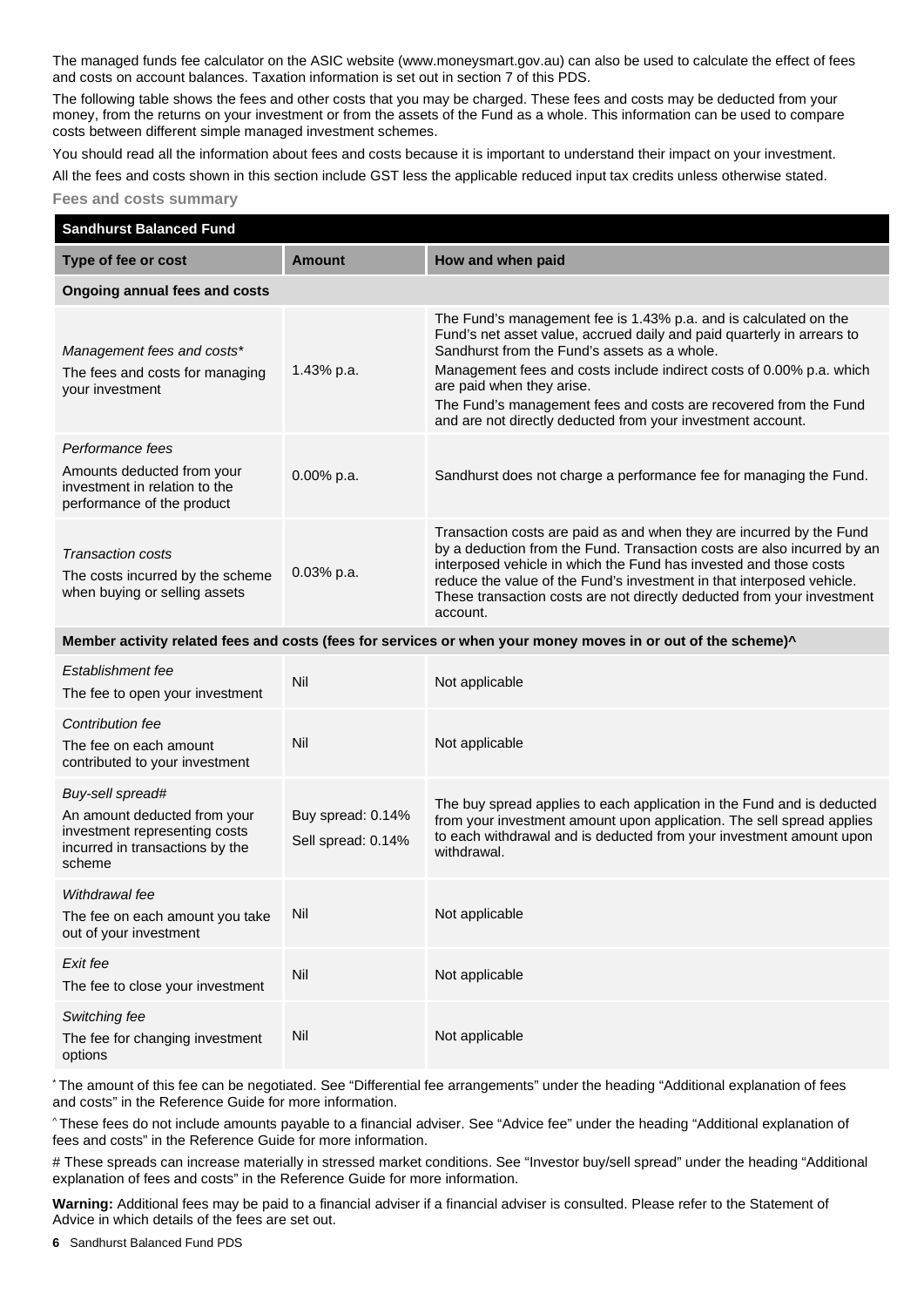The managed funds fee calculator on the ASIC website (www.moneysmart.gov.au) can also be used to calculate the effect of fees and costs on account balances. Taxation information is set out in section 7 of this PDS.

The following table shows the fees and other costs that you may be charged. These fees and costs may be deducted from your money, from the returns on your investment or from the assets of the Fund as a whole. This information can be used to compare costs between different simple managed investment schemes.

You should read all the information about fees and costs because it is important to understand their impact on your investment.

All the fees and costs shown in this section include GST less the applicable reduced input tax credits unless otherwise stated.

### Fees and costs summary

| **Sandhurst Balanced Fund** | | |
|---|---|---|
| **Type of fee or cost** | **Amount** | **How and when paid** |
| **Ongoing annual fees and costs** | | |
| *Management fees and costs** <br> The fees and costs for managing your investment | 1.43% p.a. | The Fund's management fee is 1.43% p.a. and is calculated on the Fund's net asset value, accrued daily and paid quarterly in arrears to Sandhurst from the Fund's assets as a whole. <br> Management fees and costs include indirect costs of 0.00% p.a. which are paid when they arise. <br> The Fund's management fees and costs are recovered from the Fund and are not directly deducted from your investment account. |
| *Performance fees* <br> Amounts deducted from your investment in relation to the performance of the product | 0.00% p.a. | Sandhurst does not charge a performance fee for managing the Fund. |
| *Transaction costs* <br> The costs incurred by the scheme when buying or selling assets | 0.03% p.a. | Transaction costs are paid as and when they are incurred by the Fund by a deduction from the Fund. Transaction costs are also incurred by an interposed vehicle in which the Fund has invested and those costs reduce the value of the Fund's investment in that interposed vehicle. These transaction costs are not directly deducted from your investment account. |
| **Member activity related fees and costs (fees for services or when your money moves in or out of the scheme)^** | | |
| *Establishment fee* <br> The fee to open your investment | Nil | Not applicable |
| *Contribution fee* <br> The fee on each amount contributed to your investment | Nil | Not applicable |
| *Buy-sell spread#* <br> An amount deducted from your investment representing costs incurred in transactions by the scheme | Buy spread: 0.14% <br> Sell spread: 0.14% | The buy spread applies to each application in the Fund and is deducted from your investment amount upon application. The sell spread applies to each withdrawal and is deducted from your investment amount upon withdrawal. |
| *Withdrawal fee* <br> The fee on each amount you take out of your investment | Nil | Not applicable |
| *Exit fee* <br> The fee to close your investment | Nil | Not applicable |
| *Switching fee* <br> The fee for changing investment options | Nil | Not applicable |

\* The amount of this fee can be negotiated. See "Differential fee arrangements" under the heading "Additional explanation of fees and costs" in the Reference Guide for more information.

^ These fees do not include amounts payable to a financial adviser. See "Advice fee" under the heading "Additional explanation of fees and costs" in the Reference Guide for more information.

# These spreads can increase materially in stressed market conditions. See "Investor buy/sell spread" under the heading "Additional explanation of fees and costs" in the Reference Guide for more information.

**Warning:** Additional fees may be paid to a financial adviser if a financial adviser is consulted. Please refer to the Statement of Advice in which details of the fees are set out.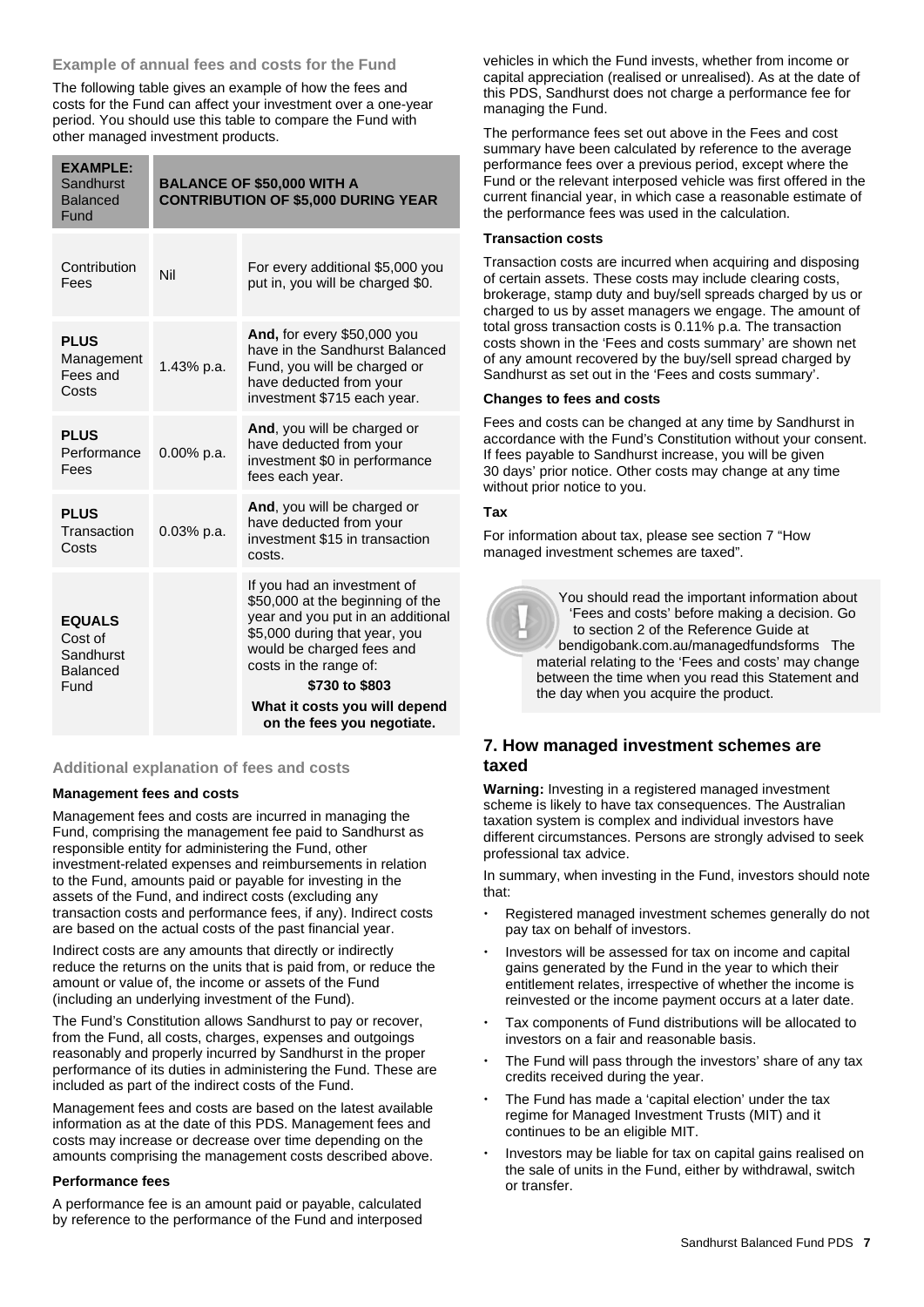### Example of annual fees and costs for the Fund

The following table gives an example of how the fees and costs for the Fund can affect your investment over a one-year period. You should use this table to compare the Fund with other managed investment products.

| **EXAMPLE:** Sandhurst Balanced Fund | **BALANCE OF $50,000 WITH A CONTRIBUTION OF $5,000 DURING YEAR** | |
|---|---|---|
| Contribution Fees | Nil | For every additional $5,000 you put in, you will be charged $0. |
| **PLUS** Management Fees and Costs | 1.43% p.a. | **And,** for every $50,000 you have in the Sandhurst Balanced Fund, you will be charged or have deducted from your investment $715 each year. |
| **PLUS** Performance Fees | 0.00% p.a. | **And**, you will be charged or have deducted from your investment $0 in performance fees each year. |
| **PLUS** Transaction Costs | 0.03% p.a. | **And**, you will be charged or have deducted from your investment $15 in transaction costs. |
| **EQUALS** Cost of Sandhurst Balanced Fund | | If you had an investment of $50,000 at the beginning of the year and you put in an additional $5,000 during that year, you would be charged fees and costs in the range of: **$730 to $803** **What it costs you will depend on the fees you negotiate.** |

### Additional explanation of fees and costs

#### Management fees and costs

Management fees and costs are incurred in managing the Fund, comprising the management fee paid to Sandhurst as responsible entity for administering the Fund, other investment-related expenses and reimbursements in relation to the Fund, amounts paid or payable for investing in the assets of the Fund, and indirect costs (excluding any transaction costs and performance fees, if any). Indirect costs are based on the actual costs of the past financial year.

Indirect costs are any amounts that directly or indirectly reduce the returns on the units that is paid from, or reduce the amount or value of, the income or assets of the Fund (including an underlying investment of the Fund).

The Fund's Constitution allows Sandhurst to pay or recover, from the Fund, all costs, charges, expenses and outgoings reasonably and properly incurred by Sandhurst in the proper performance of its duties in administering the Fund. These are included as part of the indirect costs of the Fund.

Management fees and costs are based on the latest available information as at the date of this PDS. Management fees and costs may increase or decrease over time depending on the amounts comprising the management costs described above.

#### Performance fees

A performance fee is an amount paid or payable, calculated by reference to the performance of the Fund and interposed vehicles in which the Fund invests, whether from income or capital appreciation (realised or unrealised). As at the date of this PDS, Sandhurst does not charge a performance fee for managing the Fund.

The performance fees set out above in the Fees and cost summary have been calculated by reference to the average performance fees over a previous period, except where the Fund or the relevant interposed vehicle was first offered in the current financial year, in which case a reasonable estimate of the performance fees was used in the calculation.

#### Transaction costs

Transaction costs are incurred when acquiring and disposing of certain assets. These costs may include clearing costs, brokerage, stamp duty and buy/sell spreads charged by us or charged to us by asset managers we engage. The amount of total gross transaction costs is 0.11% p.a. The transaction costs shown in the 'Fees and costs summary' are shown net of any amount recovered by the buy/sell spread charged by Sandhurst as set out in the 'Fees and costs summary'.

#### Changes to fees and costs

Fees and costs can be changed at any time by Sandhurst in accordance with the Fund's Constitution without your consent. If fees payable to Sandhurst increase, you will be given 30 days' prior notice. Other costs may change at any time without prior notice to you.

#### Tax

For information about tax, please see section 7 "How managed investment schemes are taxed".

You should read the important information about 'Fees and costs' before making a decision. Go to section 2 of the Reference Guide at bendigobank.com.au/managedfundsforms The material relating to the 'Fees and costs' may change between the time when you read this Statement and the day when you acquire the product.

## 7. How managed investment schemes are taxed

**Warning:** Investing in a registered managed investment scheme is likely to have tax consequences. The Australian taxation system is complex and individual investors have different circumstances. Persons are strongly advised to seek professional tax advice.

In summary, when investing in the Fund, investors should note that:

- Registered managed investment schemes generally do not pay tax on behalf of investors.
- Investors will be assessed for tax on income and capital gains generated by the Fund in the year to which their entitlement relates, irrespective of whether the income is reinvested or the income payment occurs at a later date.
- Tax components of Fund distributions will be allocated to investors on a fair and reasonable basis.
- The Fund will pass through the investors' share of any tax credits received during the year.
- The Fund has made a 'capital election' under the tax regime for Managed Investment Trusts (MIT) and it continues to be an eligible MIT.
- Investors may be liable for tax on capital gains realised on the sale of units in the Fund, either by withdrawal, switch or transfer.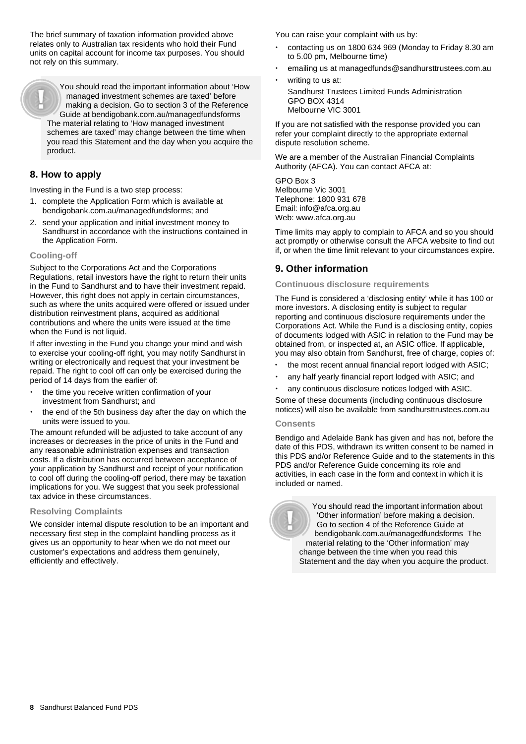The brief summary of taxation information provided above relates only to Australian tax residents who hold their Fund units on capital account for income tax purposes. You should not rely on this summary.

> You should read the important information about 'How managed investment schemes are taxed' before making a decision. Go to section 3 of the Reference Guide at bendigobank.com.au/managedfundsforms The material relating to 'How managed investment schemes are taxed' may change between the time when you read this Statement and the day when you acquire the product.

## 8. How to apply

Investing in the Fund is a two step process:

1. complete the Application Form which is available at bendigobank.com.au/managedfundsforms; and
2. send your application and initial investment money to Sandhurst in accordance with the instructions contained in the Application Form.

### Cooling-off

Subject to the Corporations Act and the Corporations Regulations, retail investors have the right to return their units in the Fund to Sandhurst and to have their investment repaid. However, this right does not apply in certain circumstances, such as where the units acquired were offered or issued under distribution reinvestment plans, acquired as additional contributions and where the units were issued at the time when the Fund is not liquid.

If after investing in the Fund you change your mind and wish to exercise your cooling-off right, you may notify Sandhurst in writing or electronically and request that your investment be repaid. The right to cool off can only be exercised during the period of 14 days from the earlier of:

- the time you receive written confirmation of your investment from Sandhurst; and
- the end of the 5th business day after the day on which the units were issued to you.

The amount refunded will be adjusted to take account of any increases or decreases in the price of units in the Fund and any reasonable administration expenses and transaction costs. If a distribution has occurred between acceptance of your application by Sandhurst and receipt of your notification to cool off during the cooling-off period, there may be taxation implications for you. We suggest that you seek professional tax advice in these circumstances.

### Resolving Complaints

We consider internal dispute resolution to be an important and necessary first step in the complaint handling process as it gives us an opportunity to hear when we do not meet our customer's expectations and address them genuinely, efficiently and effectively.

You can raise your complaint with us by:

- contacting us on 1800 634 969 (Monday to Friday 8.30 am to 5.00 pm, Melbourne time)
- emailing us at managedfunds@sandhursttrustees.com.au
- writing to us at:
  Sandhurst Trustees Limited Funds Administration
  GPO BOX 4314
  Melbourne VIC 3001

If you are not satisfied with the response provided you can refer your complaint directly to the appropriate external dispute resolution scheme.

We are a member of the Australian Financial Complaints Authority (AFCA). You can contact AFCA at:

GPO Box 3
Melbourne Vic 3001
Telephone: 1800 931 678
Email: info@afca.org.au
Web: www.afca.org.au

Time limits may apply to complain to AFCA and so you should act promptly or otherwise consult the AFCA website to find out if, or when the time limit relevant to your circumstances expire.

## 9. Other information

### Continuous disclosure requirements

The Fund is considered a 'disclosing entity' while it has 100 or more investors. A disclosing entity is subject to regular reporting and continuous disclosure requirements under the Corporations Act. While the Fund is a disclosing entity, copies of documents lodged with ASIC in relation to the Fund may be obtained from, or inspected at, an ASIC office. If applicable, you may also obtain from Sandhurst, free of charge, copies of:

- the most recent annual financial report lodged with ASIC;
- any half yearly financial report lodged with ASIC; and
- any continuous disclosure notices lodged with ASIC.

Some of these documents (including continuous disclosure notices) will also be available from sandhursttrustees.com.au

### Consents

Bendigo and Adelaide Bank has given and has not, before the date of this PDS, withdrawn its written consent to be named in this PDS and/or Reference Guide and to the statements in this PDS and/or Reference Guide concerning its role and activities, in each case in the form and context in which it is included or named.

> You should read the important information about 'Other information' before making a decision. Go to section 4 of the Reference Guide at bendigobank.com.au/managedfundsforms The material relating to the 'Other information' may change between the time when you read this Statement and the day when you acquire the product.